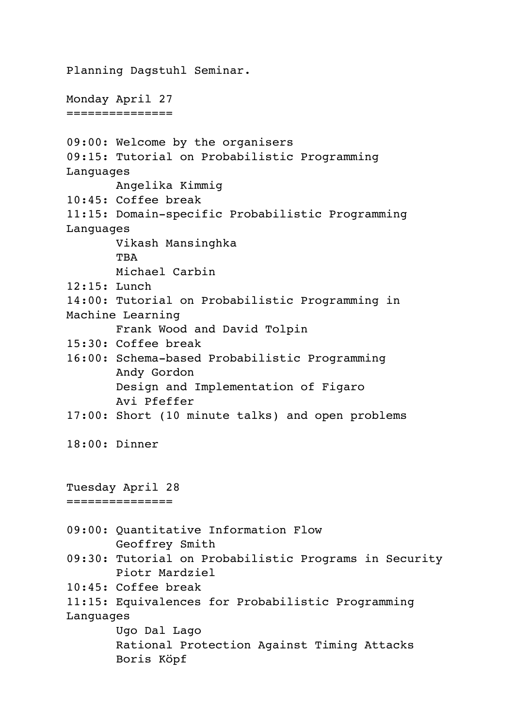Planning Dagstuhl Seminar.

## Monday April 27

09:00: Welcome by the organisers
09:15: Tutorial on Probabilistic Programming Languages
       Angelika Kimmig
10:45: Coffee break
11:15: Domain-specific Probabilistic Programming Languages
       Vikash Mansinghka
       TBA
       Michael Carbin
12:15: Lunch
14:00: Tutorial on Probabilistic Programming in Machine Learning
       Frank Wood and David Tolpin
15:30: Coffee break
16:00: Schema-based Probabilistic Programming
       Andy Gordon
       Design and Implementation of Figaro
       Avi Pfeffer
17:00: Short (10 minute talks) and open problems

18:00: Dinner

## Tuesday April 28

09:00: Quantitative Information Flow
       Geoffrey Smith
09:30: Tutorial on Probabilistic Programs in Security
       Piotr Mardziel
10:45: Coffee break
11:15: Equivalences for Probabilistic Programming Languages
       Ugo Dal Lago
       Rational Protection Against Timing Attacks
       Boris Köpf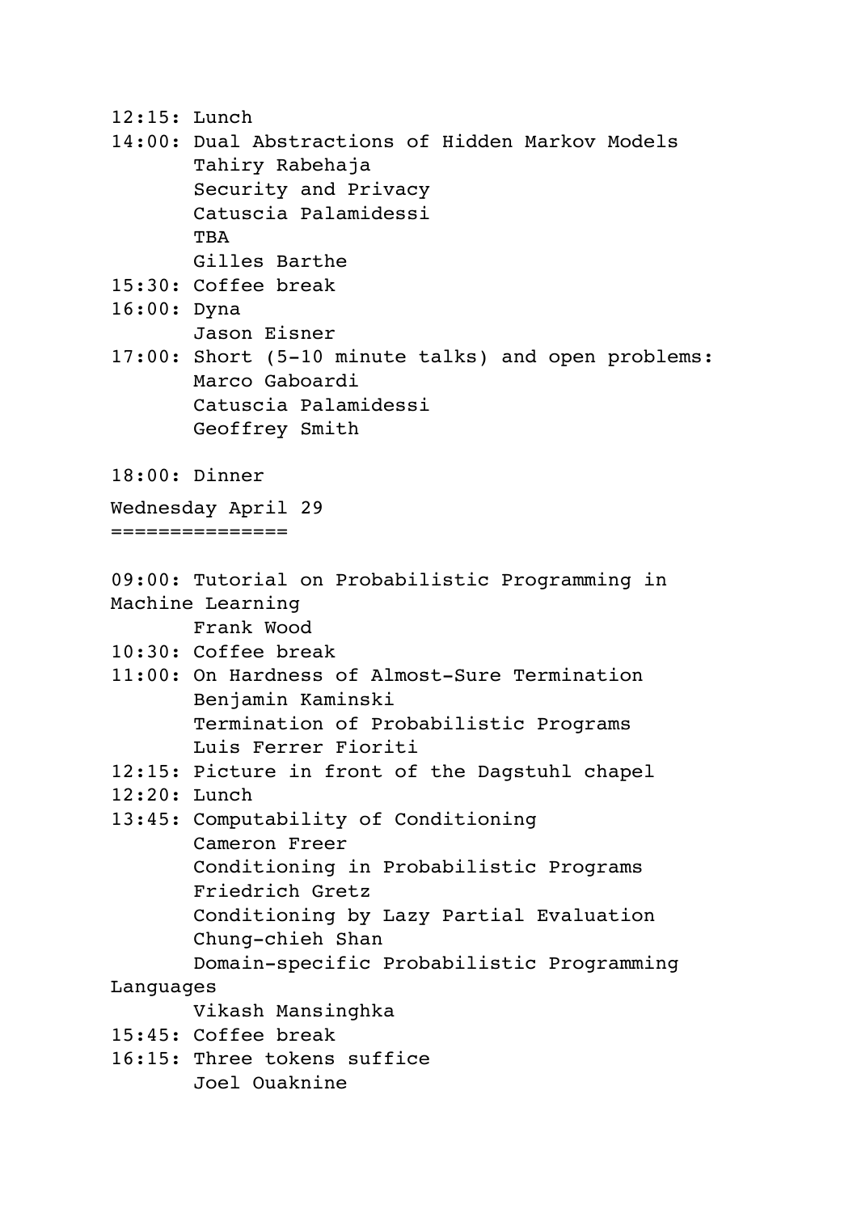12:15: Lunch

14:00: Dual Abstractions of Hidden Markov Models
       Tahiry Rabehaja
       Security and Privacy
       Catuscia Palamidessi
       TBA
       Gilles Barthe

15:30: Coffee break

16:00: Dyna
       Jason Eisner

17:00: Short (5-10 minute talks) and open problems:
       Marco Gaboardi
       Catuscia Palamidessi
       Geoffrey Smith

18:00: Dinner

## Wednesday April 29

09:00: Tutorial on Probabilistic Programming in Machine Learning
       Frank Wood

10:30: Coffee break

11:00: On Hardness of Almost-Sure Termination
       Benjamin Kaminski
       Termination of Probabilistic Programs
       Luis Ferrer Fioriti

12:15: Picture in front of the Dagstuhl chapel

12:20: Lunch

13:45: Computability of Conditioning
       Cameron Freer
       Conditioning in Probabilistic Programs
       Friedrich Gretz
       Conditioning by Lazy Partial Evaluation
       Chung-chieh Shan
       Domain-specific Probabilistic Programming Languages
       Vikash Mansinghka

15:45: Coffee break

16:15: Three tokens suffice
       Joel Ouaknine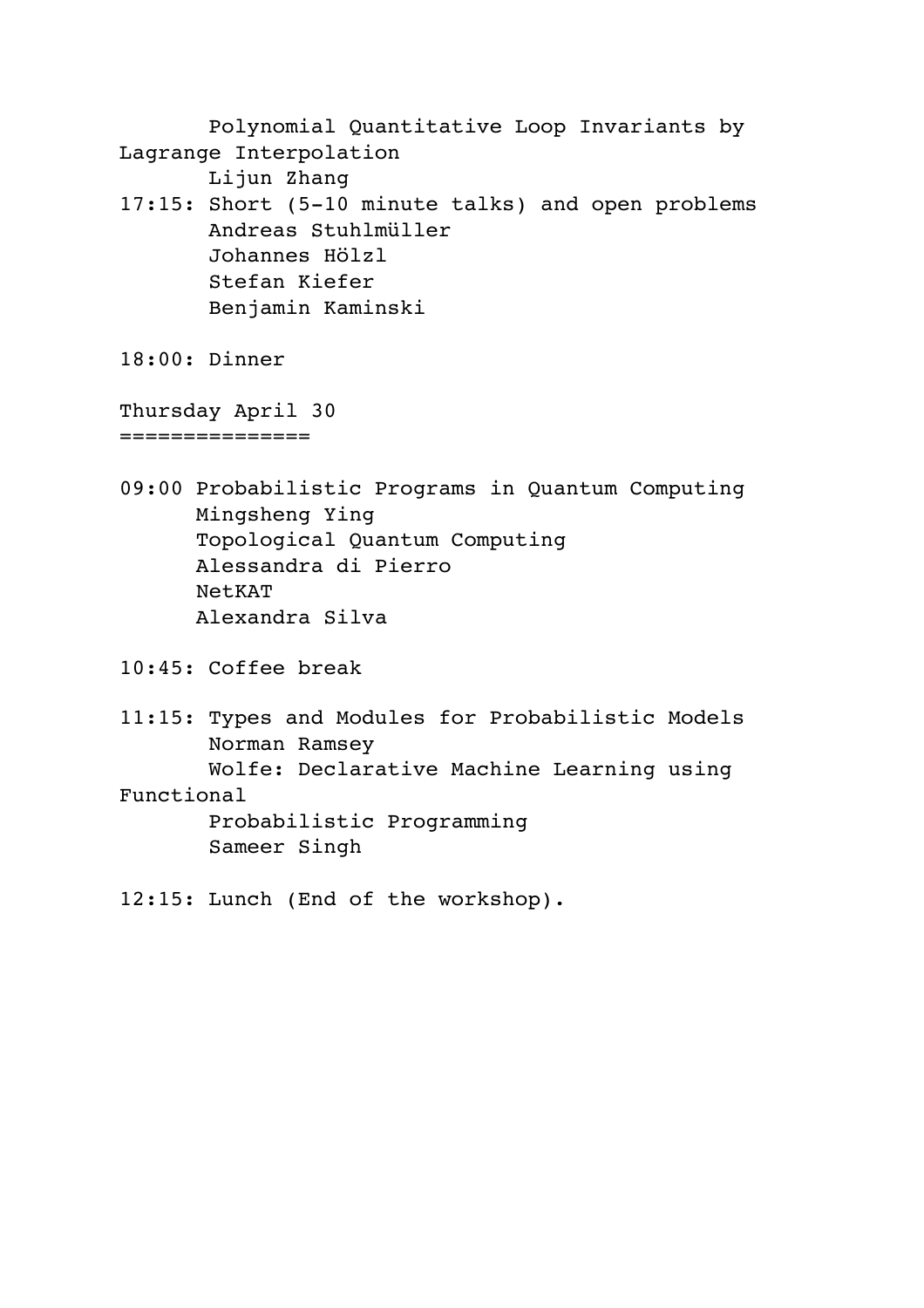Polynomial Quantitative Loop Invariants by Lagrange Interpolation
Lijun Zhang

17:15: Short (5-10 minute talks) and open problems
Andreas Stuhlmüller
Johannes Hölzl
Stefan Kiefer
Benjamin Kaminski

18:00: Dinner

## Thursday April 30

09:00 Probabilistic Programs in Quantum Computing
Mingsheng Ying
Topological Quantum Computing
Alessandra di Pierro
NetKAT
Alexandra Silva

10:45: Coffee break

11:15: Types and Modules for Probabilistic Models
Norman Ramsey
Wolfe: Declarative Machine Learning using Functional Probabilistic Programming
Sameer Singh

12:15: Lunch (End of the workshop).